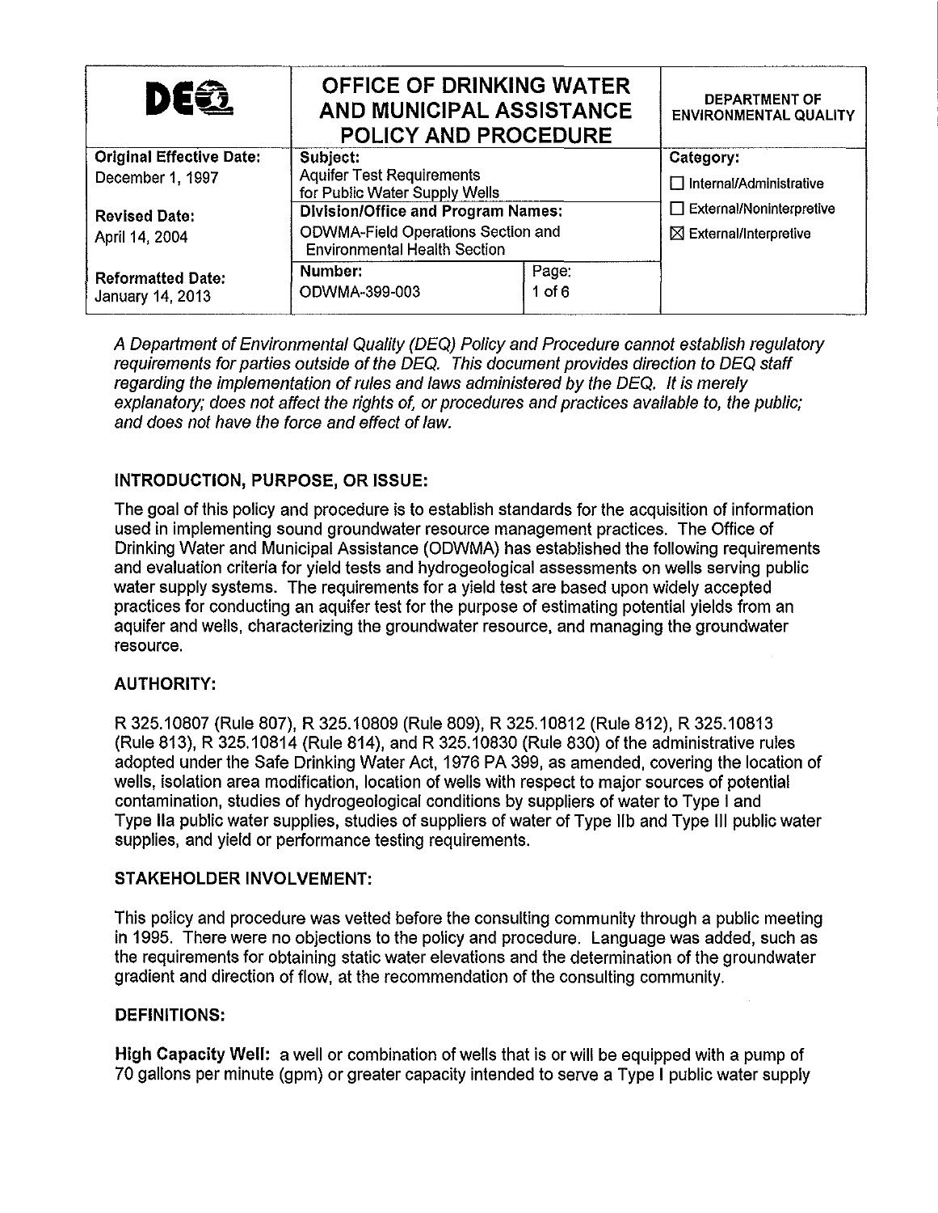| DEQ | OFFICE OF DRINKING WATER AND MUNICIPAL ASSISTANCE POLICY AND PROCEDURE | | DEPARTMENT OF ENVIRONMENTAL QUALITY |
|---|---|---|---|
| **Original Effective Date:** December 1, 1997 | **Subject:** Aquifer Test Requirements for Public Water Supply Wells | | **Category:** ☐ Internal/Administrative ☐ External/Noninterpretive ☒ External/Interpretive |
| **Revised Date:** April 14, 2004 | **Division/Office and Program Names:** ODWMA-Field Operations Section and Environmental Health Section | | |
| **Reformatted Date:** January 14, 2013 | **Number:** ODWMA-399-003 | **Page:** 1 of 6 | |

*A Department of Environmental Quality (DEQ) Policy and Procedure cannot establish regulatory requirements for parties outside of the DEQ. This document provides direction to DEQ staff regarding the implementation of rules and laws administered by the DEQ. It is merely explanatory; does not affect the rights of, or procedures and practices available to, the public; and does not have the force and effect of law.*

## INTRODUCTION, PURPOSE, OR ISSUE:

The goal of this policy and procedure is to establish standards for the acquisition of information used in implementing sound groundwater resource management practices. The Office of Drinking Water and Municipal Assistance (ODWMA) has established the following requirements and evaluation criteria for yield tests and hydrogeological assessments on wells serving public water supply systems. The requirements for a yield test are based upon widely accepted practices for conducting an aquifer test for the purpose of estimating potential yields from an aquifer and wells, characterizing the groundwater resource, and managing the groundwater resource.

## AUTHORITY:

R 325.10807 (Rule 807), R 325.10809 (Rule 809), R 325.10812 (Rule 812), R 325.10813 (Rule 813), R 325.10814 (Rule 814), and R 325.10830 (Rule 830) of the administrative rules adopted under the Safe Drinking Water Act, 1976 PA 399, as amended, covering the location of wells, isolation area modification, location of wells with respect to major sources of potential contamination, studies of hydrogeological conditions by suppliers of water to Type I and Type IIa public water supplies, studies of suppliers of water of Type IIb and Type III public water supplies, and yield or performance testing requirements.

## STAKEHOLDER INVOLVEMENT:

This policy and procedure was vetted before the consulting community through a public meeting in 1995. There were no objections to the policy and procedure. Language was added, such as the requirements for obtaining static water elevations and the determination of the groundwater gradient and direction of flow, at the recommendation of the consulting community.

## DEFINITIONS:

**High Capacity Well:** a well or combination of wells that is or will be equipped with a pump of 70 gallons per minute (gpm) or greater capacity intended to serve a Type I public water supply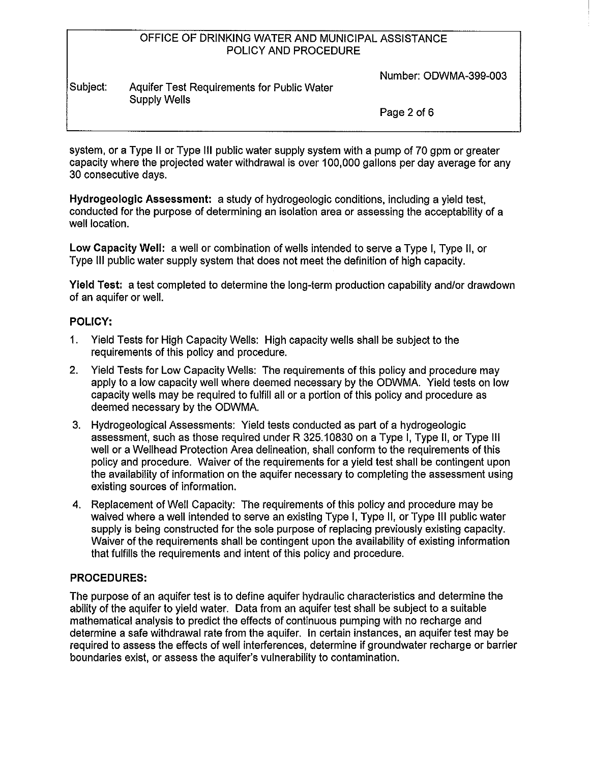system, or a Type II or Type III public water supply system with a pump of 70 gpm or greater capacity where the projected water withdrawal is over 100,000 gallons per day average for any 30 consecutive days.

**Hydrogeologic Assessment:** a study of hydrogeologic conditions, including a yield test, conducted for the purpose of determining an isolation area or assessing the acceptability of a well location.

**Low Capacity Well:** a well or combination of wells intended to serve a Type I, Type II, or Type III public water supply system that does not meet the definition of high capacity.

**Yield Test:** a test completed to determine the long-term production capability and/or drawdown of an aquifer or well.

## POLICY:

1. Yield Tests for High Capacity Wells: High capacity wells shall be subject to the requirements of this policy and procedure.
2. Yield Tests for Low Capacity Wells: The requirements of this policy and procedure may apply to a low capacity well where deemed necessary by the ODWMA. Yield tests on low capacity wells may be required to fulfill all or a portion of this policy and procedure as deemed necessary by the ODWMA.
3. Hydrogeological Assessments: Yield tests conducted as part of a hydrogeologic assessment, such as those required under R 325.10830 on a Type I, Type II, or Type III well or a Wellhead Protection Area delineation, shall conform to the requirements of this policy and procedure. Waiver of the requirements for a yield test shall be contingent upon the availability of information on the aquifer necessary to completing the assessment using existing sources of information.
4. Replacement of Well Capacity: The requirements of this policy and procedure may be waived where a well intended to serve an existing Type I, Type II, or Type III public water supply is being constructed for the sole purpose of replacing previously existing capacity. Waiver of the requirements shall be contingent upon the availability of existing information that fulfills the requirements and intent of this policy and procedure.

## PROCEDURES:

The purpose of an aquifer test is to define aquifer hydraulic characteristics and determine the ability of the aquifer to yield water. Data from an aquifer test shall be subject to a suitable mathematical analysis to predict the effects of continuous pumping with no recharge and determine a safe withdrawal rate from the aquifer. In certain instances, an aquifer test may be required to assess the effects of well interferences, determine if groundwater recharge or barrier boundaries exist, or assess the aquifer's vulnerability to contamination.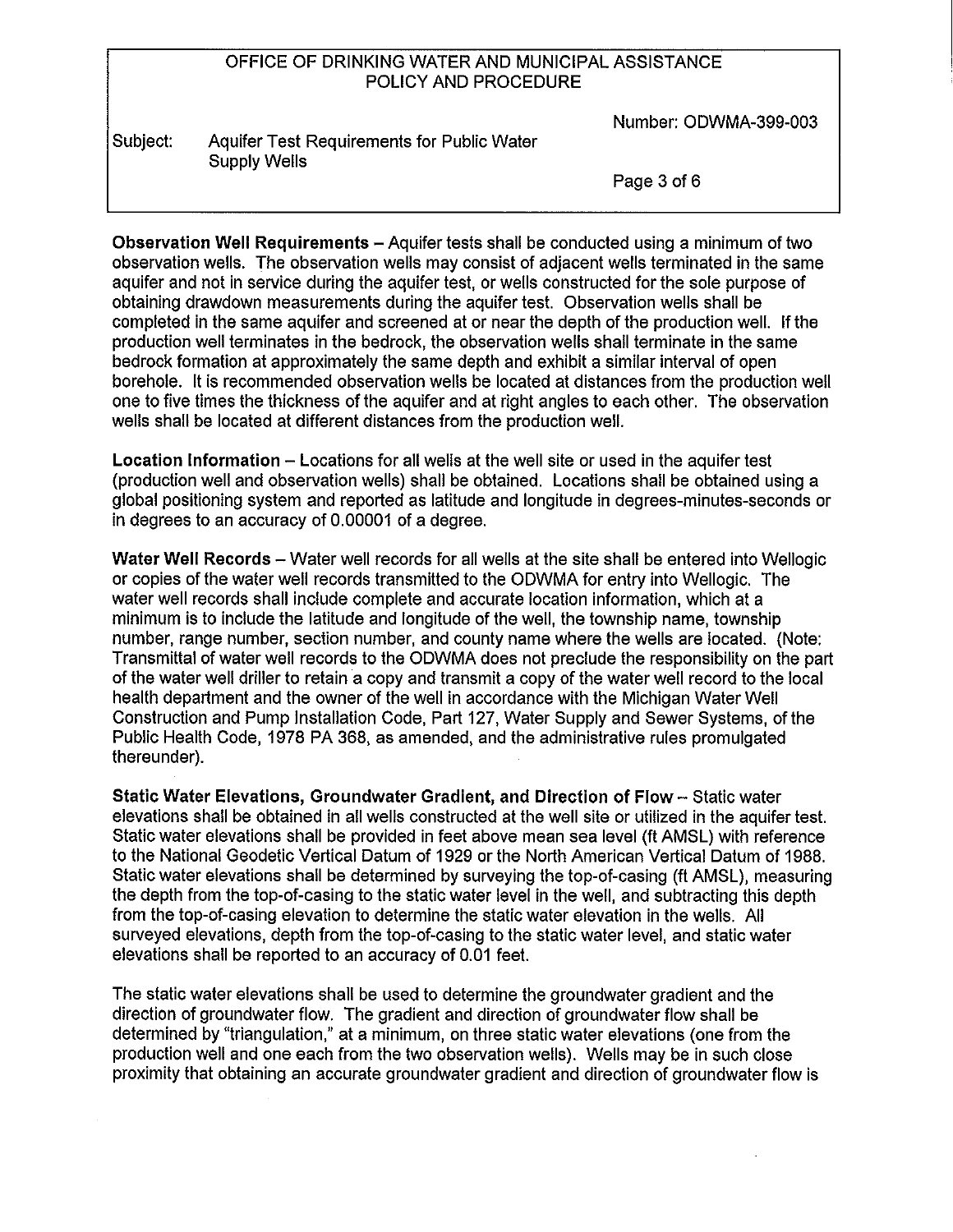**Observation Well Requirements** – Aquifer tests shall be conducted using a minimum of two observation wells. The observation wells may consist of adjacent wells terminated in the same aquifer and not in service during the aquifer test, or wells constructed for the sole purpose of obtaining drawdown measurements during the aquifer test. Observation wells shall be completed in the same aquifer and screened at or near the depth of the production well. If the production well terminates in the bedrock, the observation wells shall terminate in the same bedrock formation at approximately the same depth and exhibit a similar interval of open borehole. It is recommended observation wells be located at distances from the production well one to five times the thickness of the aquifer and at right angles to each other. The observation wells shall be located at different distances from the production well.

**Location Information** – Locations for all wells at the well site or used in the aquifer test (production well and observation wells) shall be obtained. Locations shall be obtained using a global positioning system and reported as latitude and longitude in degrees-minutes-seconds or in degrees to an accuracy of 0.00001 of a degree.

**Water Well Records** – Water well records for all wells at the site shall be entered into Wellogic or copies of the water well records transmitted to the ODWMA for entry into Wellogic. The water well records shall include complete and accurate location information, which at a minimum is to include the latitude and longitude of the well, the township name, township number, range number, section number, and county name where the wells are located. (Note: Transmittal of water well records to the ODWMA does not preclude the responsibility on the part of the water well driller to retain a copy and transmit a copy of the water well record to the local health department and the owner of the well in accordance with the Michigan Water Well Construction and Pump Installation Code, Part 127, Water Supply and Sewer Systems, of the Public Health Code, 1978 PA 368, as amended, and the administrative rules promulgated thereunder).

**Static Water Elevations, Groundwater Gradient, and Direction of Flow** – Static water elevations shall be obtained in all wells constructed at the well site or utilized in the aquifer test. Static water elevations shall be provided in feet above mean sea level (ft AMSL) with reference to the National Geodetic Vertical Datum of 1929 or the North American Vertical Datum of 1988. Static water elevations shall be determined by surveying the top-of-casing (ft AMSL), measuring the depth from the top-of-casing to the static water level in the well, and subtracting this depth from the top-of-casing elevation to determine the static water elevation in the wells. All surveyed elevations, depth from the top-of-casing to the static water level, and static water elevations shall be reported to an accuracy of 0.01 feet.

The static water elevations shall be used to determine the groundwater gradient and the direction of groundwater flow. The gradient and direction of groundwater flow shall be determined by "triangulation," at a minimum, on three static water elevations (one from the production well and one each from the two observation wells). Wells may be in such close proximity that obtaining an accurate groundwater gradient and direction of groundwater flow is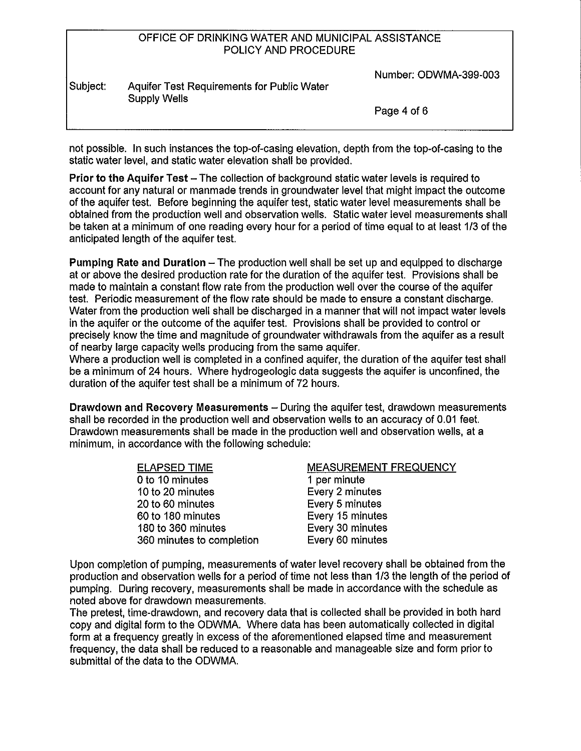not possible. In such instances the top-of-casing elevation, depth from the top-of-casing to the static water level, and static water elevation shall be provided.

**Prior to the Aquifer Test** – The collection of background static water levels is required to account for any natural or manmade trends in groundwater level that might impact the outcome of the aquifer test. Before beginning the aquifer test, static water level measurements shall be obtained from the production well and observation wells. Static water level measurements shall be taken at a minimum of one reading every hour for a period of time equal to at least 1/3 of the anticipated length of the aquifer test.

**Pumping Rate and Duration** – The production well shall be set up and equipped to discharge at or above the desired production rate for the duration of the aquifer test. Provisions shall be made to maintain a constant flow rate from the production well over the course of the aquifer test. Periodic measurement of the flow rate should be made to ensure a constant discharge. Water from the production well shall be discharged in a manner that will not impact water levels in the aquifer or the outcome of the aquifer test. Provisions shall be provided to control or precisely know the time and magnitude of groundwater withdrawals from the aquifer as a result of nearby large capacity wells producing from the same aquifer.

Where a production well is completed in a confined aquifer, the duration of the aquifer test shall be a minimum of 24 hours. Where hydrogeologic data suggests the aquifer is unconfined, the duration of the aquifer test shall be a minimum of 72 hours.

**Drawdown and Recovery Measurements** – During the aquifer test, drawdown measurements shall be recorded in the production well and observation wells to an accuracy of 0.01 feet. Drawdown measurements shall be made in the production well and observation wells, at a minimum, in accordance with the following schedule:

| ELAPSED TIME | MEASUREMENT FREQUENCY |
| --- | --- |
| 0 to 10 minutes | 1 per minute |
| 10 to 20 minutes | Every 2 minutes |
| 20 to 60 minutes | Every 5 minutes |
| 60 to 180 minutes | Every 15 minutes |
| 180 to 360 minutes | Every 30 minutes |
| 360 minutes to completion | Every 60 minutes |

Upon completion of pumping, measurements of water level recovery shall be obtained from the production and observation wells for a period of time not less than 1/3 the length of the period of pumping. During recovery, measurements shall be made in accordance with the schedule as noted above for drawdown measurements.

The pretest, time-drawdown, and recovery data that is collected shall be provided in both hard copy and digital form to the ODWMA. Where data has been automatically collected in digital form at a frequency greatly in excess of the aforementioned elapsed time and measurement frequency, the data shall be reduced to a reasonable and manageable size and form prior to submittal of the data to the ODWMA.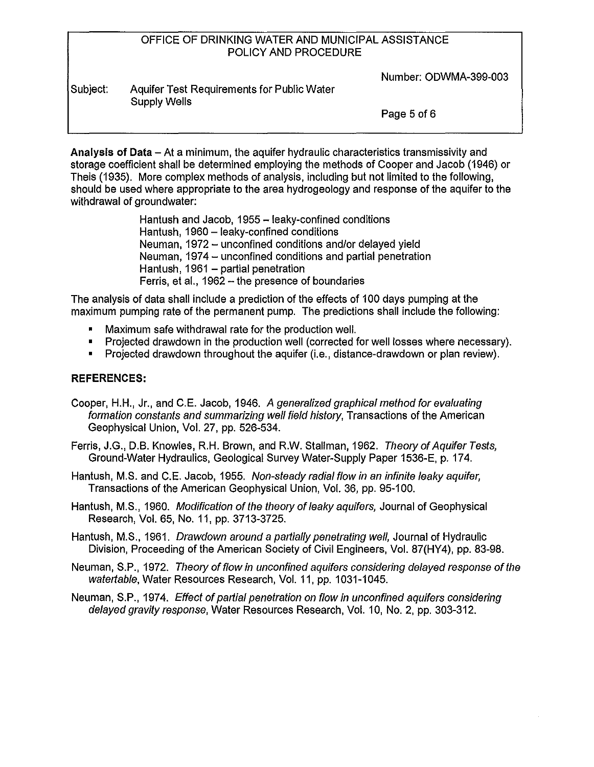**Analysis of Data** – At a minimum, the aquifer hydraulic characteristics transmissivity and storage coefficient shall be determined employing the methods of Cooper and Jacob (1946) or Theis (1935). More complex methods of analysis, including but not limited to the following, should be used where appropriate to the area hydrogeology and response of the aquifer to the withdrawal of groundwater:

Hantush and Jacob, 1955 – leaky-confined conditions
Hantush, 1960 – leaky-confined conditions
Neuman, 1972 – unconfined conditions and/or delayed yield
Neuman, 1974 – unconfined conditions and partial penetration
Hantush, 1961 – partial penetration
Ferris, et al., 1962 – the presence of boundaries

The analysis of data shall include a prediction of the effects of 100 days pumping at the maximum pumping rate of the permanent pump. The predictions shall include the following:

- Maximum safe withdrawal rate for the production well.
- Projected drawdown in the production well (corrected for well losses where necessary).
- Projected drawdown throughout the aquifer (i.e., distance-drawdown or plan review).

## REFERENCES:

Cooper, H.H., Jr., and C.E. Jacob, 1946. *A generalized graphical method for evaluating formation constants and summarizing well field history*, Transactions of the American Geophysical Union, Vol. 27, pp. 526-534.

Ferris, J.G., D.B. Knowles, R.H. Brown, and R.W. Stallman, 1962. *Theory of Aquifer Tests,* Ground-Water Hydraulics, Geological Survey Water-Supply Paper 1536-E, p. 174.

Hantush, M.S. and C.E. Jacob, 1955. *Non-steady radial flow in an infinite leaky aquifer,* Transactions of the American Geophysical Union, Vol. 36, pp. 95-100.

Hantush, M.S., 1960. *Modification of the theory of leaky aquifers,* Journal of Geophysical Research, Vol. 65, No. 11, pp. 3713-3725.

Hantush, M.S., 1961. *Drawdown around a partially penetrating well,* Journal of Hydraulic Division, Proceeding of the American Society of Civil Engineers, Vol. 87(HY4), pp. 83-98.

Neuman, S.P., 1972. *Theory of flow in unconfined aquifers considering delayed response of the watertable,* Water Resources Research, Vol. 11, pp. 1031-1045.

Neuman, S.P., 1974. *Effect of partial penetration on flow in unconfined aquifers considering delayed gravity response,* Water Resources Research, Vol. 10, No. 2, pp. 303-312.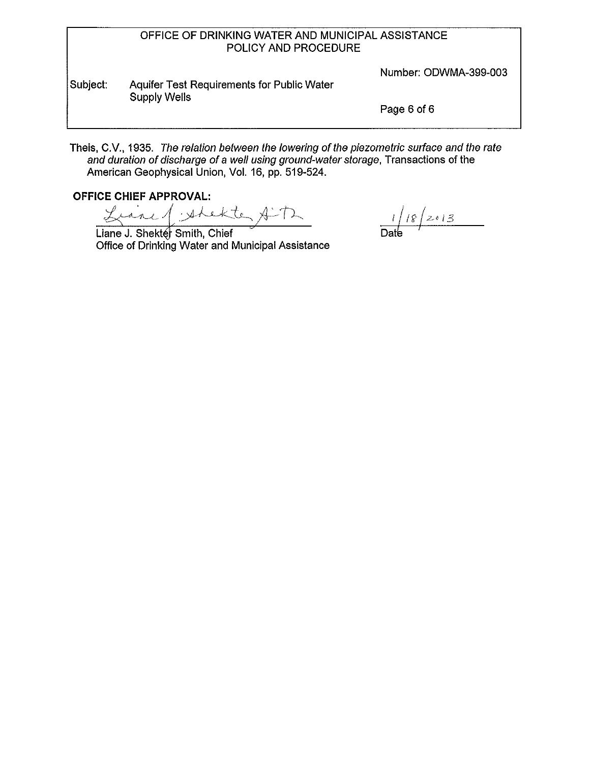Theis, C.V., 1935. *The relation between the lowering of the piezometric surface and the rate and duration of discharge of a well using ground-water storage*, Transactions of the American Geophysical Union, Vol. 16, pp. 519-524.

**OFFICE CHIEF APPROVAL:**

Liane J. Shekter Smith, Chief
Office of Drinking Water and Municipal Assistance

1/18/2013
Date